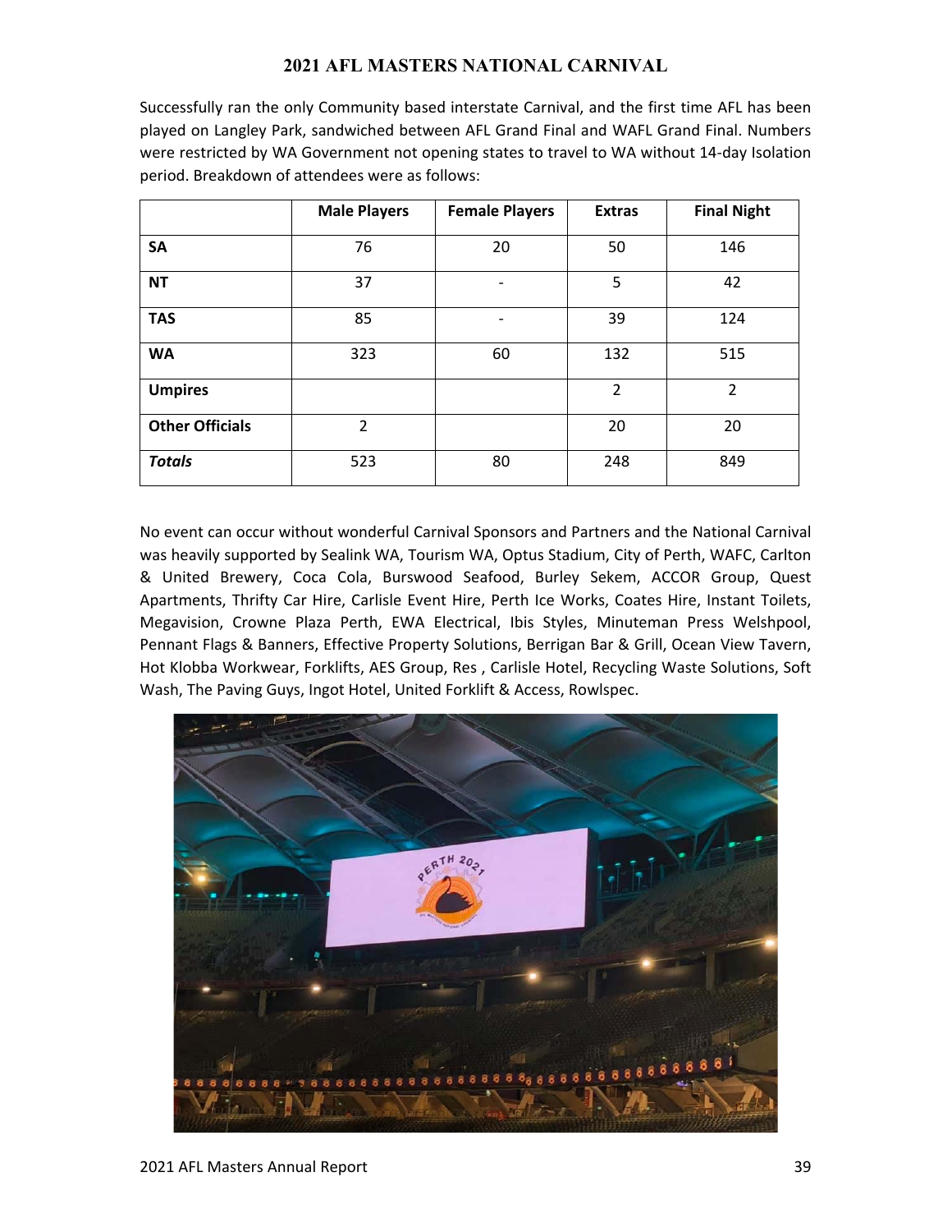# 2021 AFL MASTERS NATIONAL CARNIVAL

Successfully ran the only Community based interstate Carnival, and the first time AFL has been played on Langley Park, sandwiched between AFL Grand Final and WAFL Grand Final. Numbers were restricted by WA Government not opening states to travel to WA without 14-day Isolation period. Breakdown of attendees were as follows:

| | Male Players | Female Players | Extras | Final Night |
|---|---|---|---|---|
| **SA** | 76 | 20 | 50 | 146 |
| **NT** | 37 | - | 5 | 42 |
| **TAS** | 85 | - | 39 | 124 |
| **WA** | 323 | 60 | 132 | 515 |
| **Umpires** | | | 2 | 2 |
| **Other Officials** | 2 | | 20 | 20 |
| ***Totals*** | 523 | 80 | 248 | 849 |

No event can occur without wonderful Carnival Sponsors and Partners and the National Carnival was heavily supported by Sealink WA, Tourism WA, Optus Stadium, City of Perth, WAFC, Carlton & United Brewery, Coca Cola, Burswood Seafood, Burley Sekem, ACCOR Group, Quest Apartments, Thrifty Car Hire, Carlisle Event Hire, Perth Ice Works, Coates Hire, Instant Toilets, Megavision, Crowne Plaza Perth, EWA Electrical, Ibis Styles, Minuteman Press Welshpool, Pennant Flags & Banners, Effective Property Solutions, Berrigan Bar & Grill, Ocean View Tavern, Hot Klobba Workwear, Forklifts, AES Group, Res , Carlisle Hotel, Recycling Waste Solutions, Soft Wash, The Paving Guys, Ingot Hotel, United Forklift & Access, Rowlspec.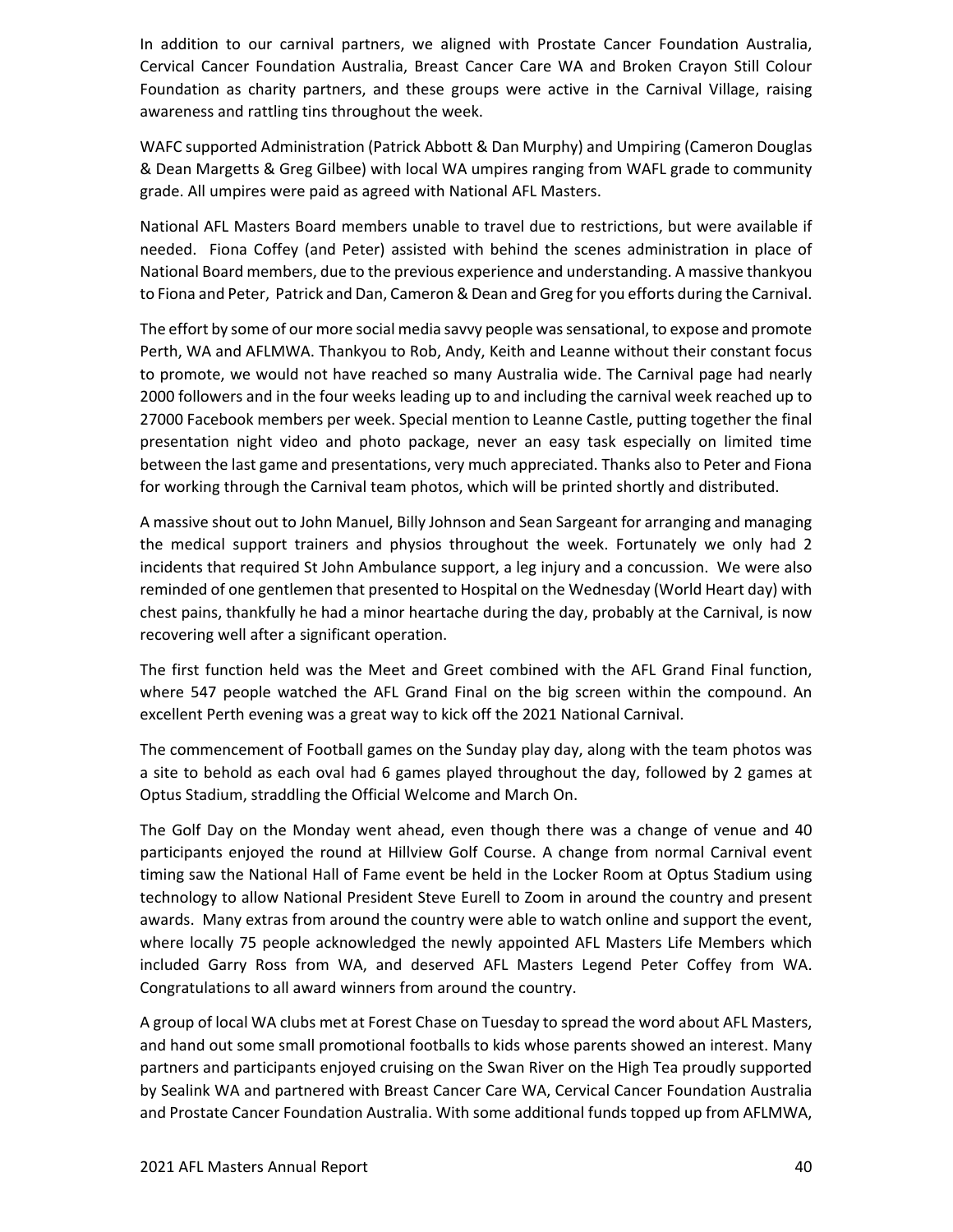In addition to our carnival partners, we aligned with Prostate Cancer Foundation Australia, Cervical Cancer Foundation Australia, Breast Cancer Care WA and Broken Crayon Still Colour Foundation as charity partners, and these groups were active in the Carnival Village, raising awareness and rattling tins throughout the week.

WAFC supported Administration (Patrick Abbott & Dan Murphy) and Umpiring (Cameron Douglas & Dean Margetts & Greg Gilbee) with local WA umpires ranging from WAFL grade to community grade. All umpires were paid as agreed with National AFL Masters.

National AFL Masters Board members unable to travel due to restrictions, but were available if needed. Fiona Coffey (and Peter) assisted with behind the scenes administration in place of National Board members, due to the previous experience and understanding. A massive thankyou to Fiona and Peter, Patrick and Dan, Cameron & Dean and Greg for you efforts during the Carnival.

The effort by some of our more social media savvy people was sensational, to expose and promote Perth, WA and AFLMWA. Thankyou to Rob, Andy, Keith and Leanne without their constant focus to promote, we would not have reached so many Australia wide. The Carnival page had nearly 2000 followers and in the four weeks leading up to and including the carnival week reached up to 27000 Facebook members per week. Special mention to Leanne Castle, putting together the final presentation night video and photo package, never an easy task especially on limited time between the last game and presentations, very much appreciated. Thanks also to Peter and Fiona for working through the Carnival team photos, which will be printed shortly and distributed.

A massive shout out to John Manuel, Billy Johnson and Sean Sargeant for arranging and managing the medical support trainers and physios throughout the week. Fortunately we only had 2 incidents that required St John Ambulance support, a leg injury and a concussion. We were also reminded of one gentlemen that presented to Hospital on the Wednesday (World Heart day) with chest pains, thankfully he had a minor heartache during the day, probably at the Carnival, is now recovering well after a significant operation.

The first function held was the Meet and Greet combined with the AFL Grand Final function, where 547 people watched the AFL Grand Final on the big screen within the compound. An excellent Perth evening was a great way to kick off the 2021 National Carnival.

The commencement of Football games on the Sunday play day, along with the team photos was a site to behold as each oval had 6 games played throughout the day, followed by 2 games at Optus Stadium, straddling the Official Welcome and March On.

The Golf Day on the Monday went ahead, even though there was a change of venue and 40 participants enjoyed the round at Hillview Golf Course. A change from normal Carnival event timing saw the National Hall of Fame event be held in the Locker Room at Optus Stadium using technology to allow National President Steve Eurell to Zoom in around the country and present awards. Many extras from around the country were able to watch online and support the event, where locally 75 people acknowledged the newly appointed AFL Masters Life Members which included Garry Ross from WA, and deserved AFL Masters Legend Peter Coffey from WA. Congratulations to all award winners from around the country.

A group of local WA clubs met at Forest Chase on Tuesday to spread the word about AFL Masters, and hand out some small promotional footballs to kids whose parents showed an interest. Many partners and participants enjoyed cruising on the Swan River on the High Tea proudly supported by Sealink WA and partnered with Breast Cancer Care WA, Cervical Cancer Foundation Australia and Prostate Cancer Foundation Australia. With some additional funds topped up from AFLMWA,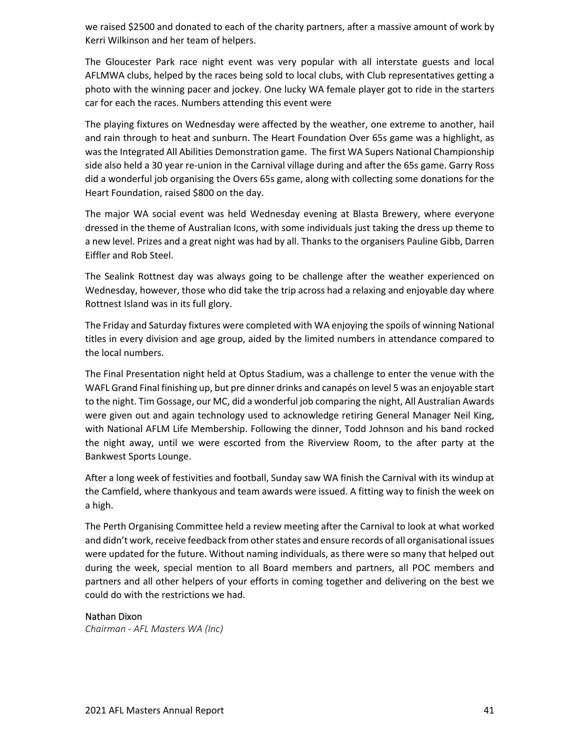we raised $2500 and donated to each of the charity partners, after a massive amount of work by Kerri Wilkinson and her team of helpers.

The Gloucester Park race night event was very popular with all interstate guests and local AFLMWA clubs, helped by the races being sold to local clubs, with Club representatives getting a photo with the winning pacer and jockey. One lucky WA female player got to ride in the starters car for each the races. Numbers attending this event were

The playing fixtures on Wednesday were affected by the weather, one extreme to another, hail and rain through to heat and sunburn. The Heart Foundation Over 65s game was a highlight, as was the Integrated All Abilities Demonstration game. The first WA Supers National Championship side also held a 30 year re-union in the Carnival village during and after the 65s game. Garry Ross did a wonderful job organising the Overs 65s game, along with collecting some donations for the Heart Foundation, raised $800 on the day.

The major WA social event was held Wednesday evening at Blasta Brewery, where everyone dressed in the theme of Australian Icons, with some individuals just taking the dress up theme to a new level. Prizes and a great night was had by all. Thanks to the organisers Pauline Gibb, Darren Eiffler and Rob Steel.

The Sealink Rottnest day was always going to be challenge after the weather experienced on Wednesday, however, those who did take the trip across had a relaxing and enjoyable day where Rottnest Island was in its full glory.

The Friday and Saturday fixtures were completed with WA enjoying the spoils of winning National titles in every division and age group, aided by the limited numbers in attendance compared to the local numbers.

The Final Presentation night held at Optus Stadium, was a challenge to enter the venue with the WAFL Grand Final finishing up, but pre dinner drinks and canapés on level 5 was an enjoyable start to the night. Tim Gossage, our MC, did a wonderful job comparing the night, All Australian Awards were given out and again technology used to acknowledge retiring General Manager Neil King, with National AFLM Life Membership. Following the dinner, Todd Johnson and his band rocked the night away, until we were escorted from the Riverview Room, to the after party at the Bankwest Sports Lounge.

After a long week of festivities and football, Sunday saw WA finish the Carnival with its windup at the Camfield, where thankyous and team awards were issued. A fitting way to finish the week on a high.

The Perth Organising Committee held a review meeting after the Carnival to look at what worked and didn't work, receive feedback from other states and ensure records of all organisational issues were updated for the future. Without naming individuals, as there were so many that helped out during the week, special mention to all Board members and partners, all POC members and partners and all other helpers of your efforts in coming together and delivering on the best we could do with the restrictions we had.

Nathan Dixon
*Chairman - AFL Masters WA (Inc)*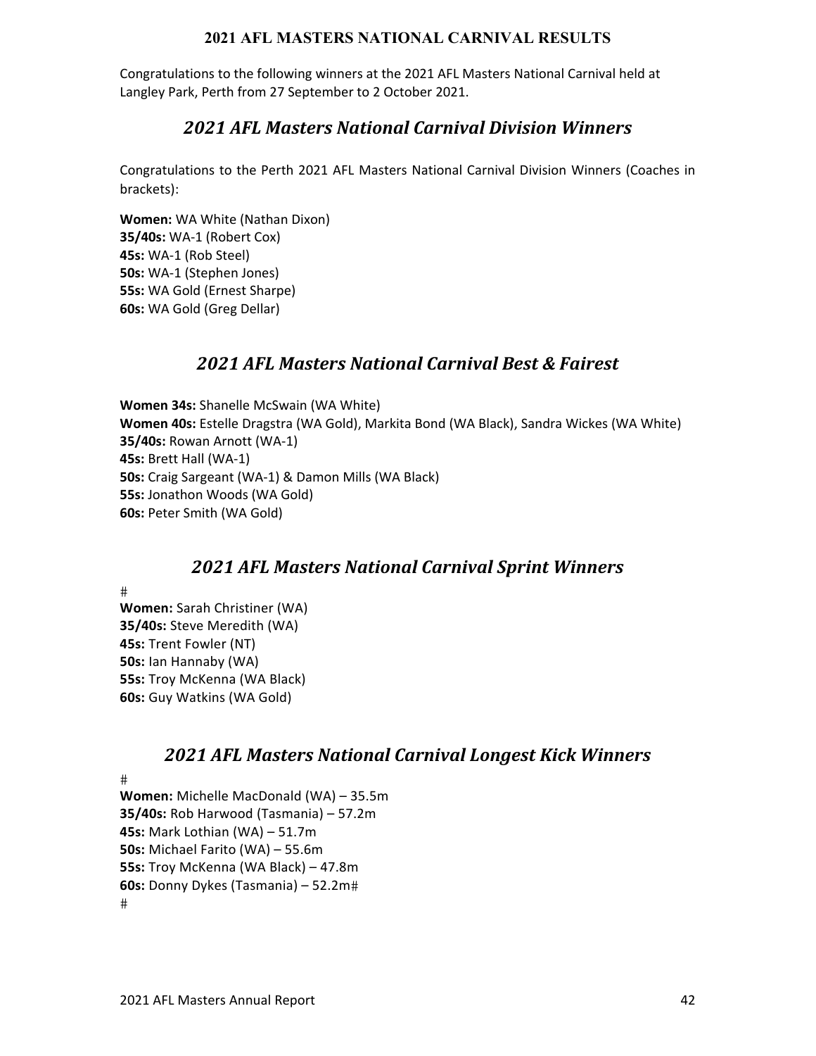# 2021 AFL MASTERS NATIONAL CARNIVAL RESULTS

Congratulations to the following winners at the 2021 AFL Masters National Carnival held at Langley Park, Perth from 27 September to 2 October 2021.

## *2021 AFL Masters National Carnival Division Winners*

Congratulations to the Perth 2021 AFL Masters National Carnival Division Winners (Coaches in brackets):

**Women:** WA White (Nathan Dixon)
**35/40s:** WA-1 (Robert Cox)
**45s:** WA-1 (Rob Steel)
**50s:** WA-1 (Stephen Jones)
**55s:** WA Gold (Ernest Sharpe)
**60s:** WA Gold (Greg Dellar)

## *2021 AFL Masters National Carnival Best & Fairest*

**Women 34s:** Shanelle McSwain (WA White)
**Women 40s:** Estelle Dragstra (WA Gold), Markita Bond (WA Black), Sandra Wickes (WA White)
**35/40s:** Rowan Arnott (WA-1)
**45s:** Brett Hall (WA-1)
**50s:** Craig Sargeant (WA-1) & Damon Mills (WA Black)
**55s:** Jonathon Woods (WA Gold)
**60s:** Peter Smith (WA Gold)

## *2021 AFL Masters National Carnival Sprint Winners*

#
**Women:** Sarah Christiner (WA)
**35/40s:** Steve Meredith (WA)
**45s:** Trent Fowler (NT)
**50s:** Ian Hannaby (WA)
**55s:** Troy McKenna (WA Black)
**60s:** Guy Watkins (WA Gold)

## *2021 AFL Masters National Carnival Longest Kick Winners*

#
**Women:** Michelle MacDonald (WA) – 35.5m
**35/40s:** Rob Harwood (Tasmania) – 57.2m
**45s:** Mark Lothian (WA) – 51.7m
**50s:** Michael Farito (WA) – 55.6m
**55s:** Troy McKenna (WA Black) – 47.8m
**60s:** Donny Dykes (Tasmania) – 52.2m#
#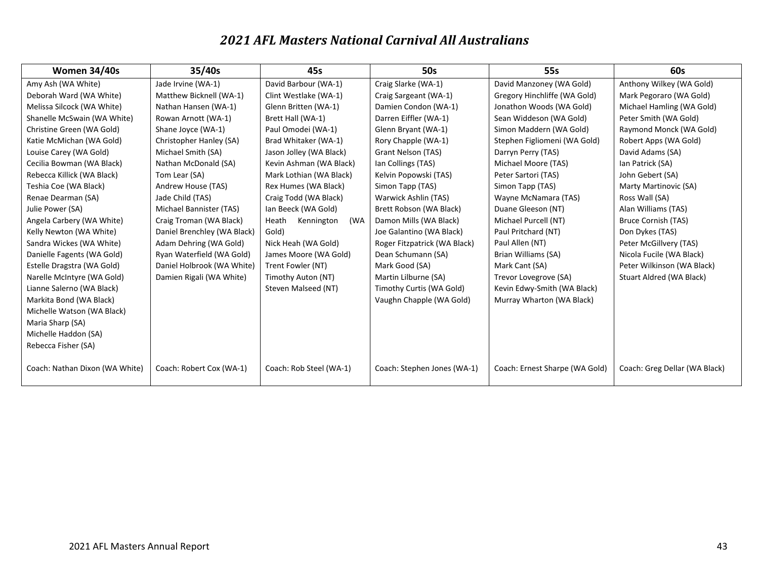# *2021 AFL Masters National Carnival All Australians*

| Women 34/40s | 35/40s | 45s | 50s | 55s | 60s |
|---|---|---|---|---|---|
| Amy Ash (WA White) | Jade Irvine (WA-1) | David Barbour (WA-1) | Craig Slarke (WA-1) | David Manzoney (WA Gold) | Anthony Wilkey (WA Gold) |
| Deborah Ward (WA White) | Matthew Bicknell (WA-1) | Clint Westlake (WA-1) | Craig Sargeant (WA-1) | Gregory Hinchliffe (WA Gold) | Mark Pegoraro (WA Gold) |
| Melissa Silcock (WA White) | Nathan Hansen (WA-1) | Glenn Britten (WA-1) | Damien Condon (WA-1) | Jonathon Woods (WA Gold) | Michael Hamling (WA Gold) |
| Shanelle McSwain (WA White) | Rowan Arnott (WA-1) | Brett Hall (WA-1) | Darren Eiffler (WA-1) | Sean Widdeson (WA Gold) | Peter Smith (WA Gold) |
| Christine Green (WA Gold) | Shane Joyce (WA-1) | Paul Omodei (WA-1) | Glenn Bryant (WA-1) | Simon Maddern (WA Gold) | Raymond Monck (WA Gold) |
| Katie McMichan (WA Gold) | Christopher Hanley (SA) | Brad Whitaker (WA-1) | Rory Chapple (WA-1) | Stephen Figliomeni (WA Gold) | Robert Apps (WA Gold) |
| Louise Carey (WA Gold) | Michael Smith (SA) | Jason Jolley (WA Black) | Grant Nelson (TAS) | Darryn Perry (TAS) | David Adams (SA) |
| Cecilia Bowman (WA Black) | Nathan McDonald (SA) | Kevin Ashman (WA Black) | Ian Collings (TAS) | Michael Moore (TAS) | Ian Patrick (SA) |
| Rebecca Killick (WA Black) | Tom Lear (SA) | Mark Lothian (WA Black) | Kelvin Popowski (TAS) | Peter Sartori (TAS) | John Gebert (SA) |
| Teshia Coe (WA Black) | Andrew House (TAS) | Rex Humes (WA Black) | Simon Tapp (TAS) | Simon Tapp (TAS) | Marty Martinovic (SA) |
| Renae Dearman (SA) | Jade Child (TAS) | Craig Todd (WA Black) | Warwick Ashlin (TAS) | Wayne McNamara (TAS) | Ross Wall (SA) |
| Julie Power (SA) | Michael Bannister (TAS) | Ian Beeck (WA Gold) | Brett Robson (WA Black) | Duane Gleeson (NT) | Alan Williams (TAS) |
| Angela Carbery (WA White) | Craig Troman (WA Black) | Heath Kennington (WA Gold) | Damon Mills (WA Black) | Michael Purcell (NT) | Bruce Cornish (TAS) |
| Kelly Newton (WA White) | Daniel Brenchley (WA Black) | Nick Heah (WA Gold) | Joe Galantino (WA Black) | Paul Pritchard (NT) | Don Dykes (TAS) |
| Sandra Wickes (WA White) | Adam Dehring (WA Gold) | James Moore (WA Gold) | Roger Fitzpatrick (WA Black) | Paul Allen (NT) | Peter McGillvery (TAS) |
| Danielle Fagents (WA Gold) | Ryan Waterfield (WA Gold) | Trent Fowler (NT) | Dean Schumann (SA) | Brian Williams (SA) | Nicola Fucile (WA Black) |
| Estelle Dragstra (WA Gold) | Daniel Holbrook (WA White) | Timothy Auton (NT) | Mark Good (SA) | Mark Cant (SA) | Peter Wilkinson (WA Black) |
| Narelle McIntyre (WA Gold) | Damien Rigali (WA White) | Steven Malseed (NT) | Martin Lilburne (SA) | Trevor Lovegrove (SA) | Stuart Aldred (WA Black) |
| Lianne Salerno (WA Black) | | | Timothy Curtis (WA Gold) | Kevin Edwy-Smith (WA Black) | |
| Markita Bond (WA Black) | | | Vaughn Chapple (WA Gold) | Murray Wharton (WA Black) | |
| Michelle Watson (WA Black) | | | | | |
| Maria Sharp (SA) | | | | | |
| Michelle Haddon (SA) | | | | | |
| Rebecca Fisher (SA) | | | | | |
| Coach: Nathan Dixon (WA White) | Coach: Robert Cox (WA-1) | Coach: Rob Steel (WA-1) | Coach: Stephen Jones (WA-1) | Coach: Ernest Sharpe (WA Gold) | Coach: Greg Dellar (WA Black) |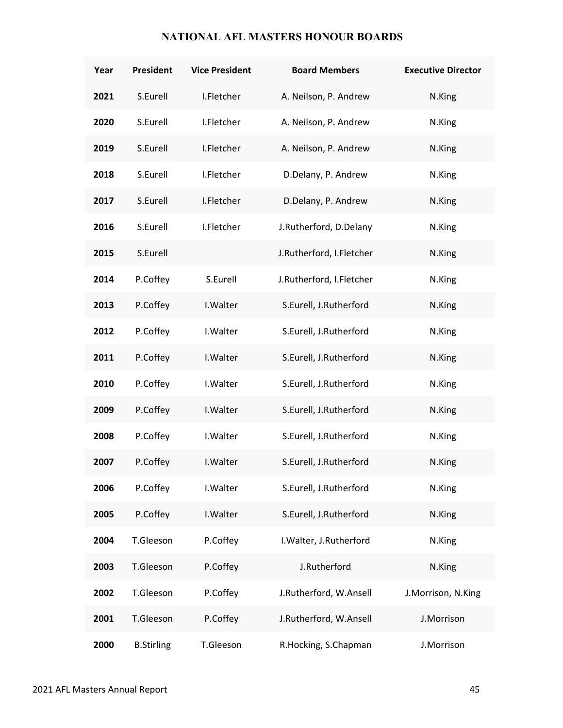# NATIONAL AFL MASTERS HONOUR BOARDS

| Year | President | Vice President | Board Members | Executive Director |
|---|---|---|---|---|
| 2021 | S.Eurell | I.Fletcher | A. Neilson, P. Andrew | N.King |
| 2020 | S.Eurell | I.Fletcher | A. Neilson, P. Andrew | N.King |
| 2019 | S.Eurell | I.Fletcher | A. Neilson, P. Andrew | N.King |
| 2018 | S.Eurell | I.Fletcher | D.Delany, P. Andrew | N.King |
| 2017 | S.Eurell | I.Fletcher | D.Delany, P. Andrew | N.King |
| 2016 | S.Eurell | I.Fletcher | J.Rutherford, D.Delany | N.King |
| 2015 | S.Eurell | | J.Rutherford, I.Fletcher | N.King |
| 2014 | P.Coffey | S.Eurell | J.Rutherford, I.Fletcher | N.King |
| 2013 | P.Coffey | I.Walter | S.Eurell, J.Rutherford | N.King |
| 2012 | P.Coffey | I.Walter | S.Eurell, J.Rutherford | N.King |
| 2011 | P.Coffey | I.Walter | S.Eurell, J.Rutherford | N.King |
| 2010 | P.Coffey | I.Walter | S.Eurell, J.Rutherford | N.King |
| 2009 | P.Coffey | I.Walter | S.Eurell, J.Rutherford | N.King |
| 2008 | P.Coffey | I.Walter | S.Eurell, J.Rutherford | N.King |
| 2007 | P.Coffey | I.Walter | S.Eurell, J.Rutherford | N.King |
| 2006 | P.Coffey | I.Walter | S.Eurell, J.Rutherford | N.King |
| 2005 | P.Coffey | I.Walter | S.Eurell, J.Rutherford | N.King |
| 2004 | T.Gleeson | P.Coffey | I.Walter, J.Rutherford | N.King |
| 2003 | T.Gleeson | P.Coffey | J.Rutherford | N.King |
| 2002 | T.Gleeson | P.Coffey | J.Rutherford, W.Ansell | J.Morrison, N.King |
| 2001 | T.Gleeson | P.Coffey | J.Rutherford, W.Ansell | J.Morrison |
| 2000 | B.Stirling | T.Gleeson | R.Hocking, S.Chapman | J.Morrison |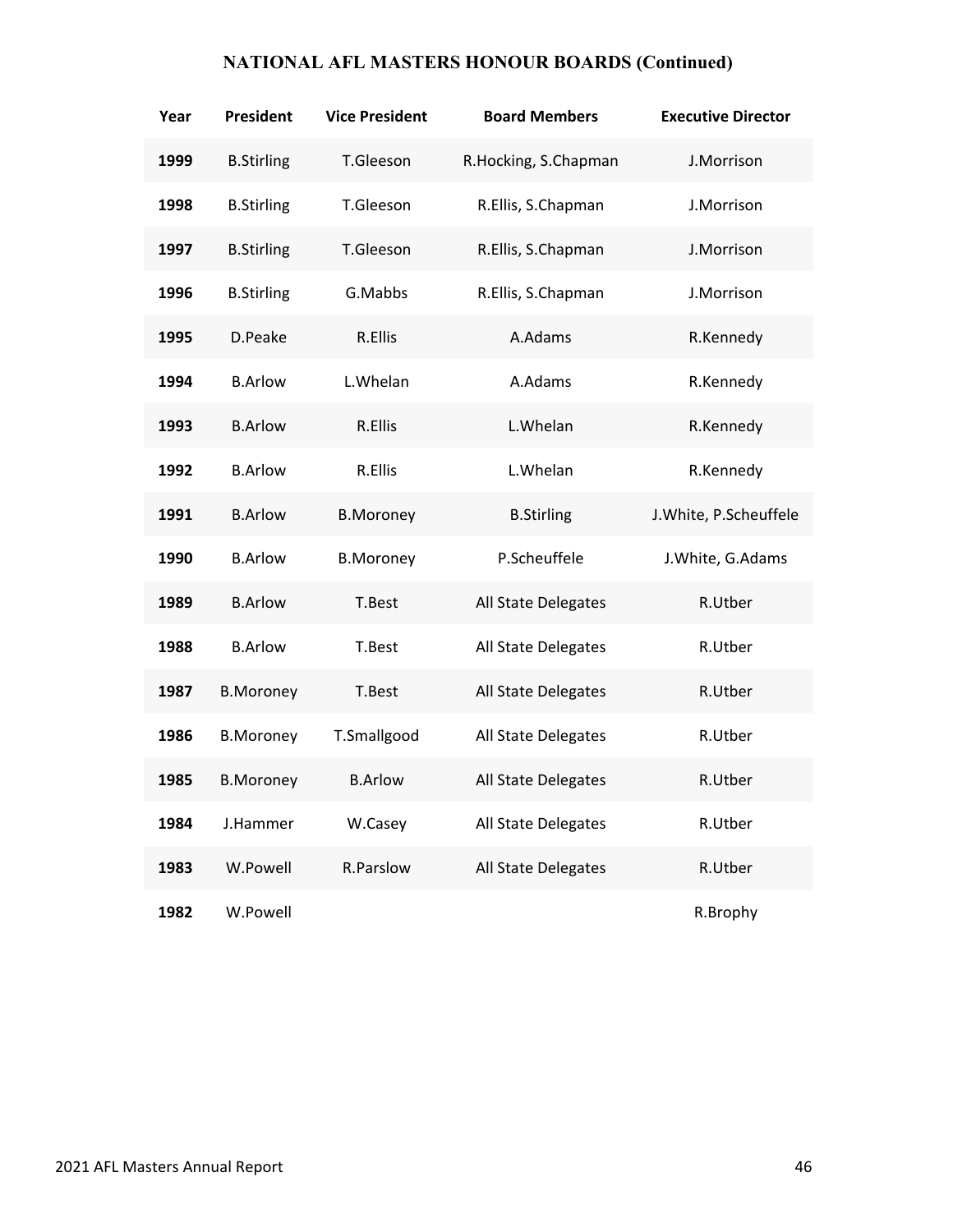# NATIONAL AFL MASTERS HONOUR BOARDS (Continued)

| Year | President | Vice President | Board Members | Executive Director |
|---|---|---|---|---|
| **1999** | B.Stirling | T.Gleeson | R.Hocking, S.Chapman | J.Morrison |
| **1998** | B.Stirling | T.Gleeson | R.Ellis, S.Chapman | J.Morrison |
| **1997** | B.Stirling | T.Gleeson | R.Ellis, S.Chapman | J.Morrison |
| **1996** | B.Stirling | G.Mabbs | R.Ellis, S.Chapman | J.Morrison |
| **1995** | D.Peake | R.Ellis | A.Adams | R.Kennedy |
| **1994** | B.Arlow | L.Whelan | A.Adams | R.Kennedy |
| **1993** | B.Arlow | R.Ellis | L.Whelan | R.Kennedy |
| **1992** | B.Arlow | R.Ellis | L.Whelan | R.Kennedy |
| **1991** | B.Arlow | B.Moroney | B.Stirling | J.White, P.Scheuffele |
| **1990** | B.Arlow | B.Moroney | P.Scheuffele | J.White, G.Adams |
| **1989** | B.Arlow | T.Best | All State Delegates | R.Utber |
| **1988** | B.Arlow | T.Best | All State Delegates | R.Utber |
| **1987** | B.Moroney | T.Best | All State Delegates | R.Utber |
| **1986** | B.Moroney | T.Smallgood | All State Delegates | R.Utber |
| **1985** | B.Moroney | B.Arlow | All State Delegates | R.Utber |
| **1984** | J.Hammer | W.Casey | All State Delegates | R.Utber |
| **1983** | W.Powell | R.Parslow | All State Delegates | R.Utber |
| **1982** | W.Powell | | | R.Brophy |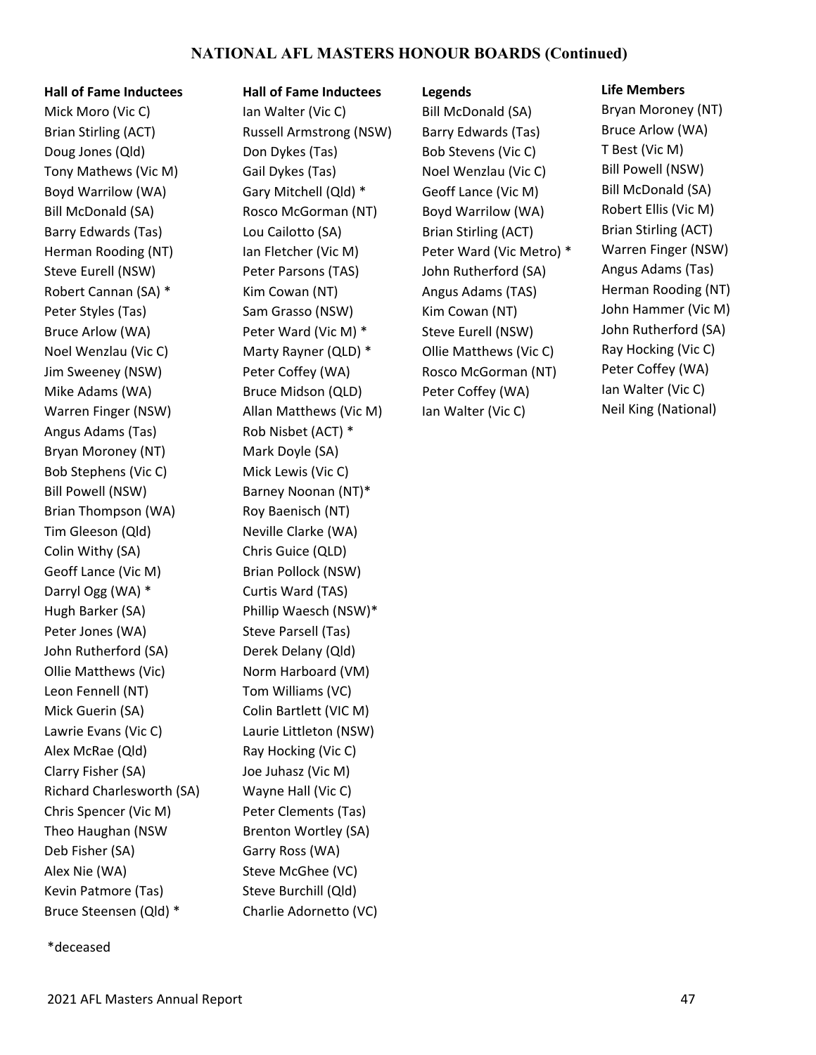# NATIONAL AFL MASTERS HONOUR BOARDS (Continued)

**Hall of Fame Inductees**

Mick Moro (Vic C)
Brian Stirling (ACT)
Doug Jones (Qld)
Tony Mathews (Vic M)
Boyd Warrilow (WA)
Bill McDonald (SA)
Barry Edwards (Tas)
Herman Rooding (NT)
Steve Eurell (NSW)
Robert Cannan (SA) *
Peter Styles (Tas)
Bruce Arlow (WA)
Noel Wenzlau (Vic C)
Jim Sweeney (NSW)
Mike Adams (WA)
Warren Finger (NSW)
Angus Adams (Tas)
Bryan Moroney (NT)
Bob Stephens (Vic C)
Bill Powell (NSW)
Brian Thompson (WA)
Tim Gleeson (Qld)
Colin Withy (SA)
Geoff Lance (Vic M)
Darryl Ogg (WA) *
Hugh Barker (SA)
Peter Jones (WA)
John Rutherford (SA)
Ollie Matthews (Vic)
Leon Fennell (NT)
Mick Guerin (SA)
Lawrie Evans (Vic C)
Alex McRae (Qld)
Clarry Fisher (SA)
Richard Charlesworth (SA)
Chris Spencer (Vic M)
Theo Haughan (NSW
Deb Fisher (SA)
Alex Nie (WA)
Kevin Patmore (Tas)
Bruce Steensen (Qld) *

**Hall of Fame Inductees**

Ian Walter (Vic C)
Russell Armstrong (NSW)
Don Dykes (Tas)
Gail Dykes (Tas)
Gary Mitchell (Qld) *
Rosco McGorman (NT)
Lou Cailotto (SA)
Ian Fletcher (Vic M)
Peter Parsons (TAS)
Kim Cowan (NT)
Sam Grasso (NSW)
Peter Ward (Vic M) *
Marty Rayner (QLD) *
Peter Coffey (WA)
Bruce Midson (QLD)
Allan Matthews (Vic M)
Rob Nisbet (ACT) *
Mark Doyle (SA)
Mick Lewis (Vic C)
Barney Noonan (NT)*
Roy Baenisch (NT)
Neville Clarke (WA)
Chris Guice (QLD)
Brian Pollock (NSW)
Curtis Ward (TAS)
Phillip Waesch (NSW)*
Steve Parsell (Tas)
Derek Delany (Qld)
Norm Harboard (VM)
Tom Williams (VC)
Colin Bartlett (VIC M)
Laurie Littleton (NSW)
Ray Hocking (Vic C)
Joe Juhasz (Vic M)
Wayne Hall (Vic C)
Peter Clements (Tas)
Brenton Wortley (SA)
Garry Ross (WA)
Steve McGhee (VC)
Steve Burchill (Qld)
Charlie Adornetto (VC)

**Legends**

Bill McDonald (SA)
Barry Edwards (Tas)
Bob Stevens (Vic C)
Noel Wenzlau (Vic C)
Geoff Lance (Vic M)
Boyd Warrilow (WA)
Brian Stirling (ACT)
Peter Ward (Vic Metro) *
John Rutherford (SA)
Angus Adams (TAS)
Kim Cowan (NT)
Steve Eurell (NSW)
Ollie Matthews (Vic C)
Rosco McGorman (NT)
Peter Coffey (WA)
Ian Walter (Vic C)

**Life Members**

Bryan Moroney (NT)
Bruce Arlow (WA)
T Best (Vic M)
Bill Powell (NSW)
Bill McDonald (SA)
Robert Ellis (Vic M)
Brian Stirling (ACT)
Warren Finger (NSW)
Angus Adams (Tas)
Herman Rooding (NT)
John Hammer (Vic M)
John Rutherford (SA)
Ray Hocking (Vic C)
Peter Coffey (WA)
Ian Walter (Vic C)
Neil King (National)

*deceased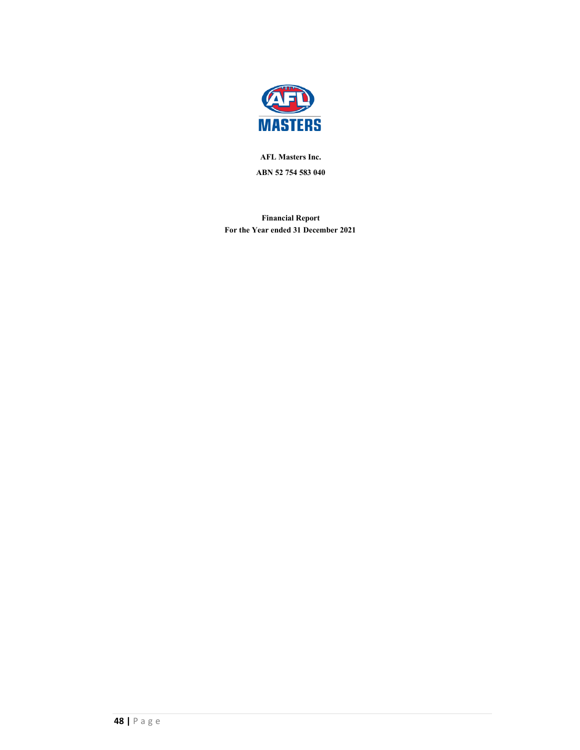**AFL Masters Inc.**

**ABN 52 754 583 040**

**Financial Report**
**For the Year ended 31 December 2021**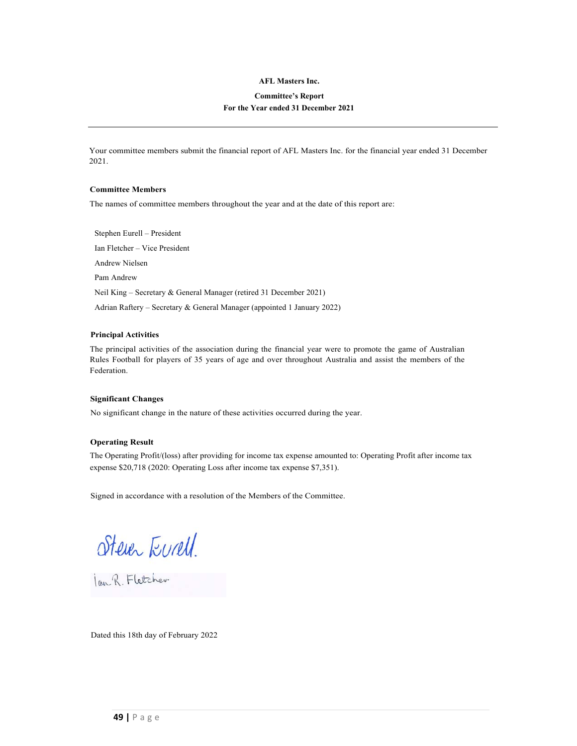# AFL Masters Inc.

## Committee's Report

### For the Year ended 31 December 2021

---

Your committee members submit the financial report of AFL Masters Inc. for the financial year ended 31 December 2021.

**Committee Members**

The names of committee members throughout the year and at the date of this report are:

Stephen Eurell – President

Ian Fletcher – Vice President

Andrew Nielsen

Pam Andrew

Neil King – Secretary & General Manager (retired 31 December 2021)

Adrian Raftery – Secretary & General Manager (appointed 1 January 2022)

**Principal Activities**

The principal activities of the association during the financial year were to promote the game of Australian Rules Football for players of 35 years of age and over throughout Australia and assist the members of the Federation.

**Significant Changes**

No significant change in the nature of these activities occurred during the year.

**Operating Result**

The Operating Profit/(loss) after providing for income tax expense amounted to: Operating Profit after income tax expense $20,718 (2020: Operating Loss after income tax expense $7,351).

Signed in accordance with a resolution of the Members of the Committee.

Steve Eurell

Ian R. Fletcher

Dated this 18th day of February 2022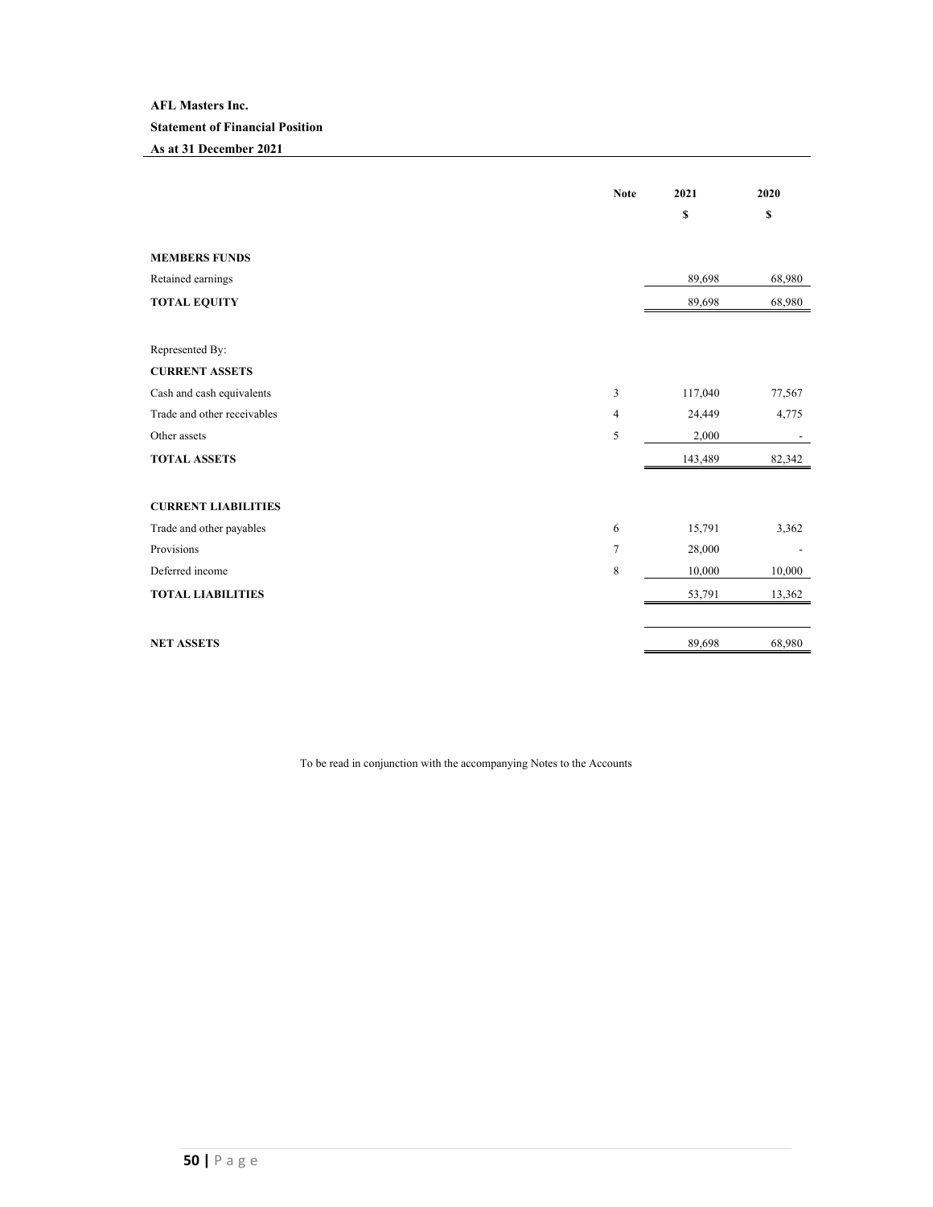**AFL Masters Inc.**

**Statement of Financial Position**

**As at 31 December 2021**

| | Note | 2021 | 2020 |
|---|---|---|---|
| | | $ | $ |
| **MEMBERS FUNDS** | | | |
| Retained earnings | | 89,698 | 68,980 |
| **TOTAL EQUITY** | | 89,698 | 68,980 |
| | | | |
| Represented By: | | | |
| **CURRENT ASSETS** | | | |
| Cash and cash equivalents | 3 | 117,040 | 77,567 |
| Trade and other receivables | 4 | 24,449 | 4,775 |
| Other assets | 5 | 2,000 | - |
| **TOTAL ASSETS** | | 143,489 | 82,342 |
| | | | |
| **CURRENT LIABILITIES** | | | |
| Trade and other payables | 6 | 15,791 | 3,362 |
| Provisions | 7 | 28,000 | - |
| Deferred income | 8 | 10,000 | 10,000 |
| **TOTAL LIABILITIES** | | 53,791 | 13,362 |
| | | | |
| **NET ASSETS** | | 89,698 | 68,980 |

To be read in conjunction with the accompanying Notes to the Accounts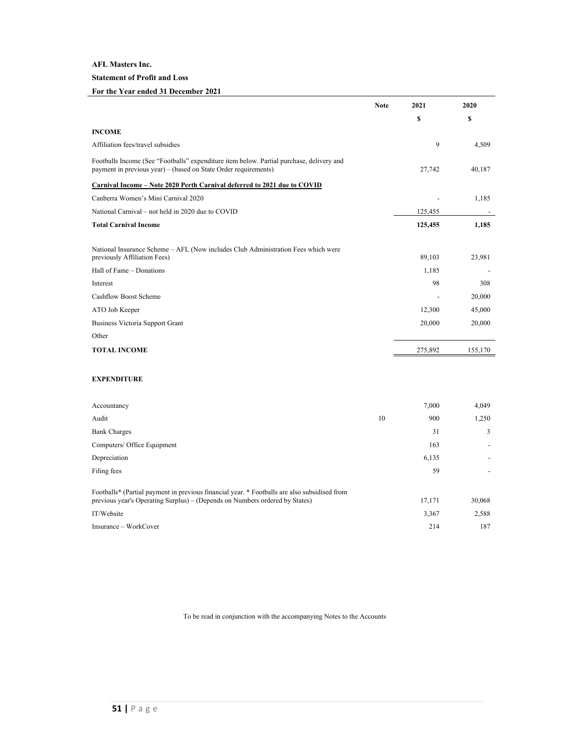**AFL Masters Inc.**

**Statement of Profit and Loss**

**For the Year ended 31 December 2021**

| | Note | 2021 | 2020 |
|---|---|---|---|
| | | **$** | **$** |
| **INCOME** | | | |
| Affiliation fees/travel subsidies | | 9 | 4,509 |
| Footballs Income (See "Footballs" expenditure item below. Partial purchase, delivery and payment in previous year) – (based on State Order requirements) | | 27,742 | 40,187 |
| **Carnival Income – Note 2020 Perth Carnival deferred to 2021 due to COVID** | | | |
| Canberra Women's Mini Carnival 2020 | | - | 1,185 |
| National Carnival – not held in 2020 due to COVID | | 125,455 | - |
| **Total Carnival Income** | | **125,455** | **1,185** |
| National Insurance Scheme – AFL (Now includes Club Administration Fees which were previously Affiliation Fees) | | 89,103 | 23,981 |
| Hall of Fame – Donations | | 1,185 | - |
| Interest | | 98 | 308 |
| Cashflow Boost Scheme | | - | 20,000 |
| ATO Job Keeper | | 12,300 | 45,000 |
| Business Victoria Support Grant | | 20,000 | 20,000 |
| Other | | | |
| **TOTAL INCOME** | | 275,892 | 155,170 |
| **EXPENDITURE** | | | |
| Accountancy | | 7,000 | 4,049 |
| Audit | 10 | 900 | 1,250 |
| Bank Charges | | 31 | 3 |
| Computers/ Office Equipment | | 163 | - |
| Depreciation | | 6,135 | - |
| Filing fees | | 59 | - |
| Footballs* (Partial payment in previous financial year. * Footballs are also subsidised from previous year's Operating Surplus) – (Depends on Numbers ordered by States) | | 17,171 | 30,068 |
| IT/Website | | 3,367 | 2,588 |
| Insurance – WorkCover | | 214 | 187 |

To be read in conjunction with the accompanying Notes to the Accounts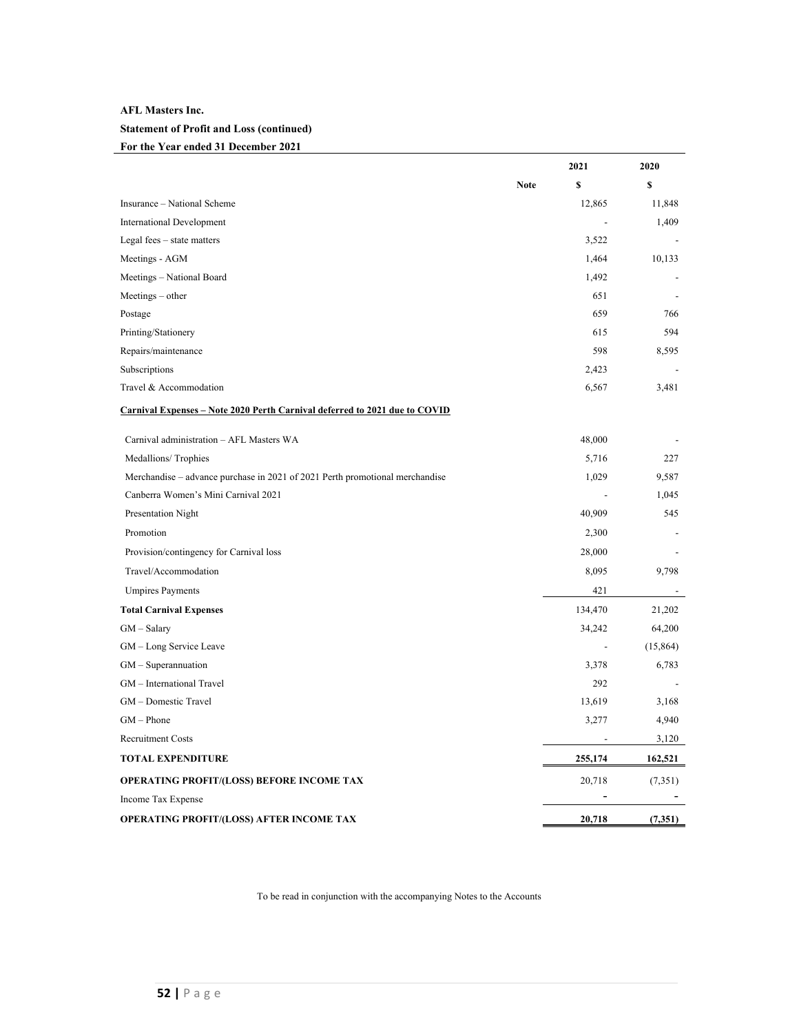**AFL Masters Inc.**

**Statement of Profit and Loss (continued)**

**For the Year ended 31 December 2021**

| | Note | 2021<br>$ | 2020<br>$ |
|---|---|---|---|
| Insurance – National Scheme | | 12,865 | 11,848 |
| International Development | | - | 1,409 |
| Legal fees – state matters | | 3,522 | - |
| Meetings - AGM | | 1,464 | 10,133 |
| Meetings – National Board | | 1,492 | - |
| Meetings – other | | 651 | - |
| Postage | | 659 | 766 |
| Printing/Stationery | | 615 | 594 |
| Repairs/maintenance | | 598 | 8,595 |
| Subscriptions | | 2,423 | - |
| Travel & Accommodation | | 6,567 | 3,481 |
| **Carnival Expenses – Note 2020 Perth Carnival deferred to 2021 due to COVID** | | | |
| Carnival administration – AFL Masters WA | | 48,000 | - |
| Medallions/ Trophies | | 5,716 | 227 |
| Merchandise – advance purchase in 2021 of 2021 Perth promotional merchandise | | 1,029 | 9,587 |
| Canberra Women's Mini Carnival 2021 | | - | 1,045 |
| Presentation Night | | 40,909 | 545 |
| Promotion | | 2,300 | - |
| Provision/contingency for Carnival loss | | 28,000 | - |
| Travel/Accommodation | | 8,095 | 9,798 |
| Umpires Payments | | 421 | - |
| **Total Carnival Expenses** | | 134,470 | 21,202 |
| GM – Salary | | 34,242 | 64,200 |
| GM – Long Service Leave | | - | (15,864) |
| GM – Superannuation | | 3,378 | 6,783 |
| GM – International Travel | | 292 | - |
| GM – Domestic Travel | | 13,619 | 3,168 |
| GM – Phone | | 3,277 | 4,940 |
| Recruitment Costs | | - | 3,120 |
| **TOTAL EXPENDITURE** | | **255,174** | **162,521** |
| **OPERATING PROFIT/(LOSS) BEFORE INCOME TAX** | | 20,718 | (7,351) |
| Income Tax Expense | | - | - |
| **OPERATING PROFIT/(LOSS) AFTER INCOME TAX** | | **20,718** | **(7,351)** |

To be read in conjunction with the accompanying Notes to the Accounts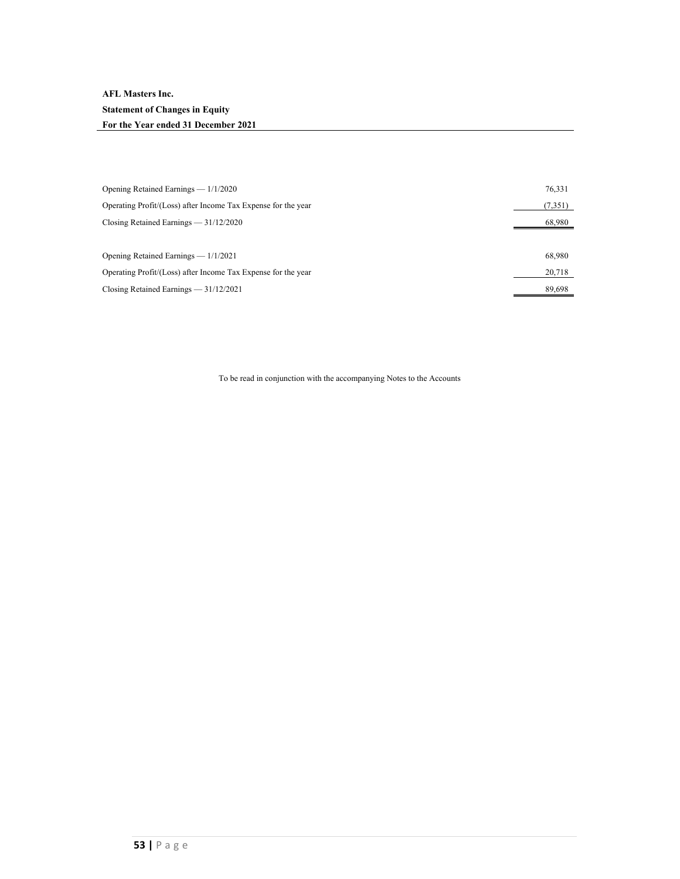**AFL Masters Inc.**

**Statement of Changes in Equity**

**For the Year ended 31 December 2021**

| | |
|---|---:|
| Opening Retained Earnings — 1/1/2020 | 76,331 |
| Operating Profit/(Loss) after Income Tax Expense for the year | (7,351) |
| Closing Retained Earnings — 31/12/2020 | 68,980 |
| | |
| Opening Retained Earnings — 1/1/2021 | 68,980 |
| Operating Profit/(Loss) after Income Tax Expense for the year | 20,718 |
| Closing Retained Earnings — 31/12/2021 | 89,698 |

To be read in conjunction with the accompanying Notes to the Accounts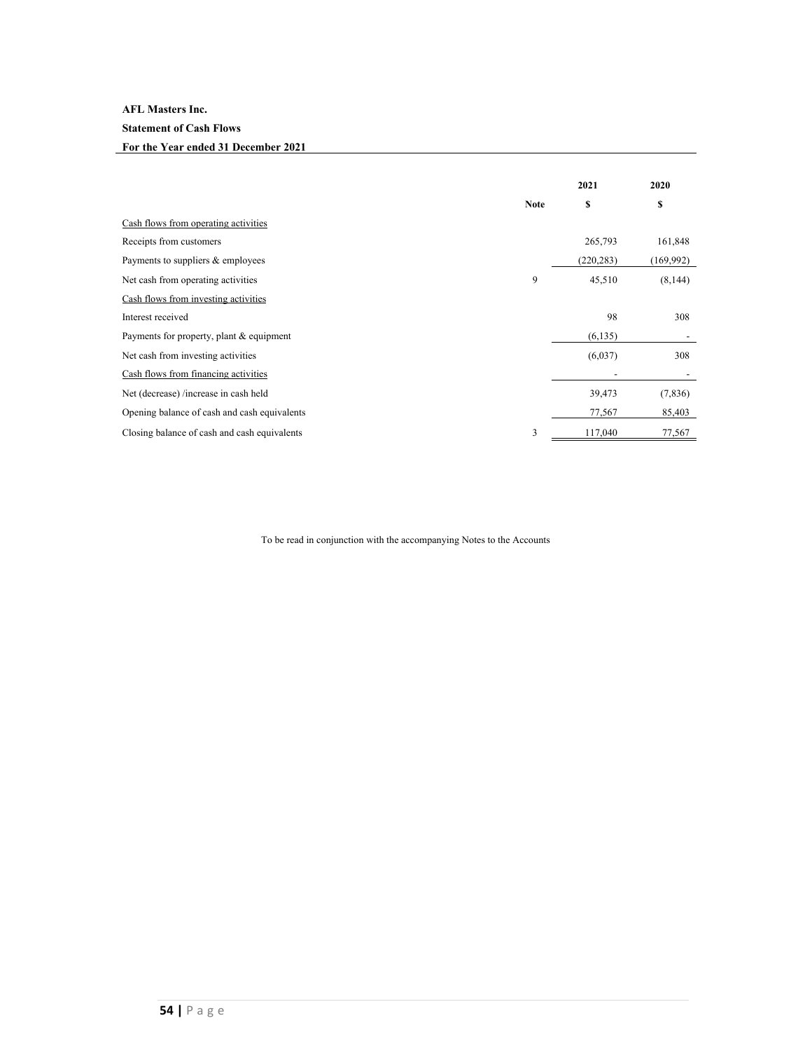**AFL Masters Inc.**

**Statement of Cash Flows**

**For the Year ended 31 December 2021**

| | Note | 2021 $ | 2020 $ |
|---|---|---|---|
| Cash flows from operating activities | | | |
| Receipts from customers | | 265,793 | 161,848 |
| Payments to suppliers & employees | | (220,283) | (169,992) |
| Net cash from operating activities | 9 | 45,510 | (8,144) |
| Cash flows from investing activities | | | |
| Interest received | | 98 | 308 |
| Payments for property, plant & equipment | | (6,135) | - |
| Net cash from investing activities | | (6,037) | 308 |
| Cash flows from financing activities | | - | - |
| Net (decrease) /increase in cash held | | 39,473 | (7,836) |
| Opening balance of cash and cash equivalents | | 77,567 | 85,403 |
| Closing balance of cash and cash equivalents | 3 | 117,040 | 77,567 |

To be read in conjunction with the accompanying Notes to the Accounts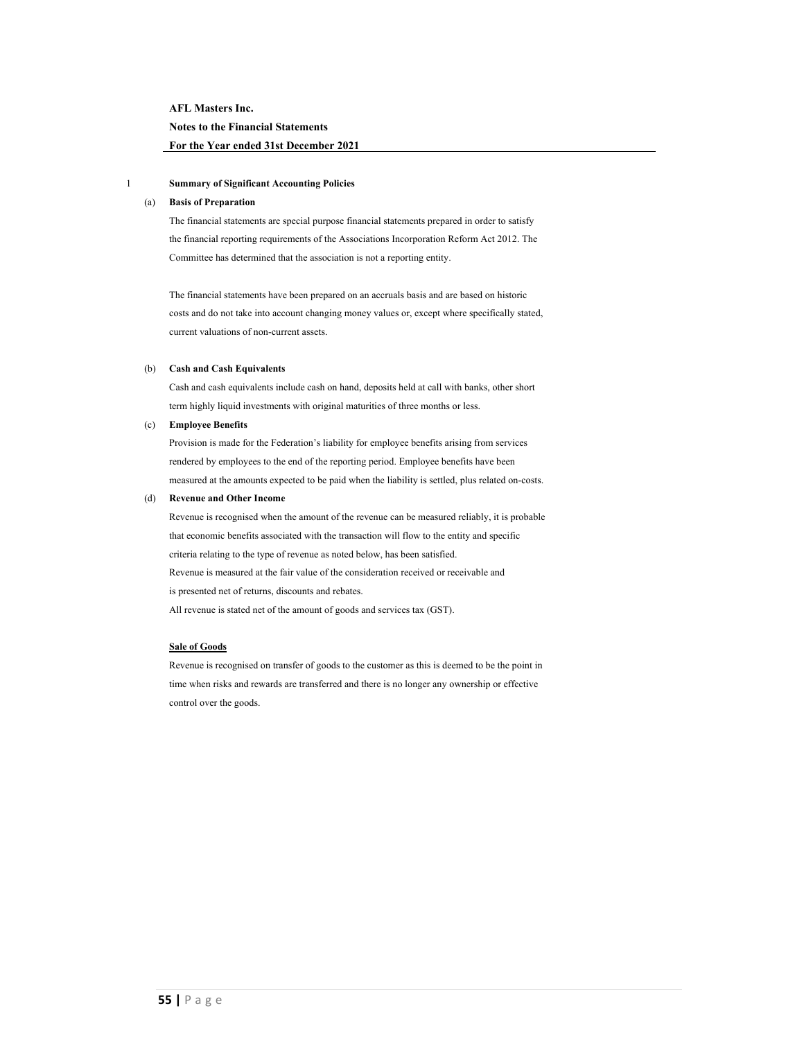**AFL Masters Inc.**

**Notes to the Financial Statements**

**For the Year ended 31st December 2021**

1 **Summary of Significant Accounting Policies**

(a) **Basis of Preparation**

The financial statements are special purpose financial statements prepared in order to satisfy the financial reporting requirements of the Associations Incorporation Reform Act 2012. The Committee has determined that the association is not a reporting entity.

The financial statements have been prepared on an accruals basis and are based on historic costs and do not take into account changing money values or, except where specifically stated, current valuations of non-current assets.

(b) **Cash and Cash Equivalents**

Cash and cash equivalents include cash on hand, deposits held at call with banks, other short term highly liquid investments with original maturities of three months or less.

(c) **Employee Benefits**

Provision is made for the Federation's liability for employee benefits arising from services rendered by employees to the end of the reporting period. Employee benefits have been measured at the amounts expected to be paid when the liability is settled, plus related on-costs.

(d) **Revenue and Other Income**

Revenue is recognised when the amount of the revenue can be measured reliably, it is probable that economic benefits associated with the transaction will flow to the entity and specific criteria relating to the type of revenue as noted below, has been satisfied.

Revenue is measured at the fair value of the consideration received or receivable and is presented net of returns, discounts and rebates.

All revenue is stated net of the amount of goods and services tax (GST).

**Sale of Goods**

Revenue is recognised on transfer of goods to the customer as this is deemed to be the point in time when risks and rewards are transferred and there is no longer any ownership or effective control over the goods.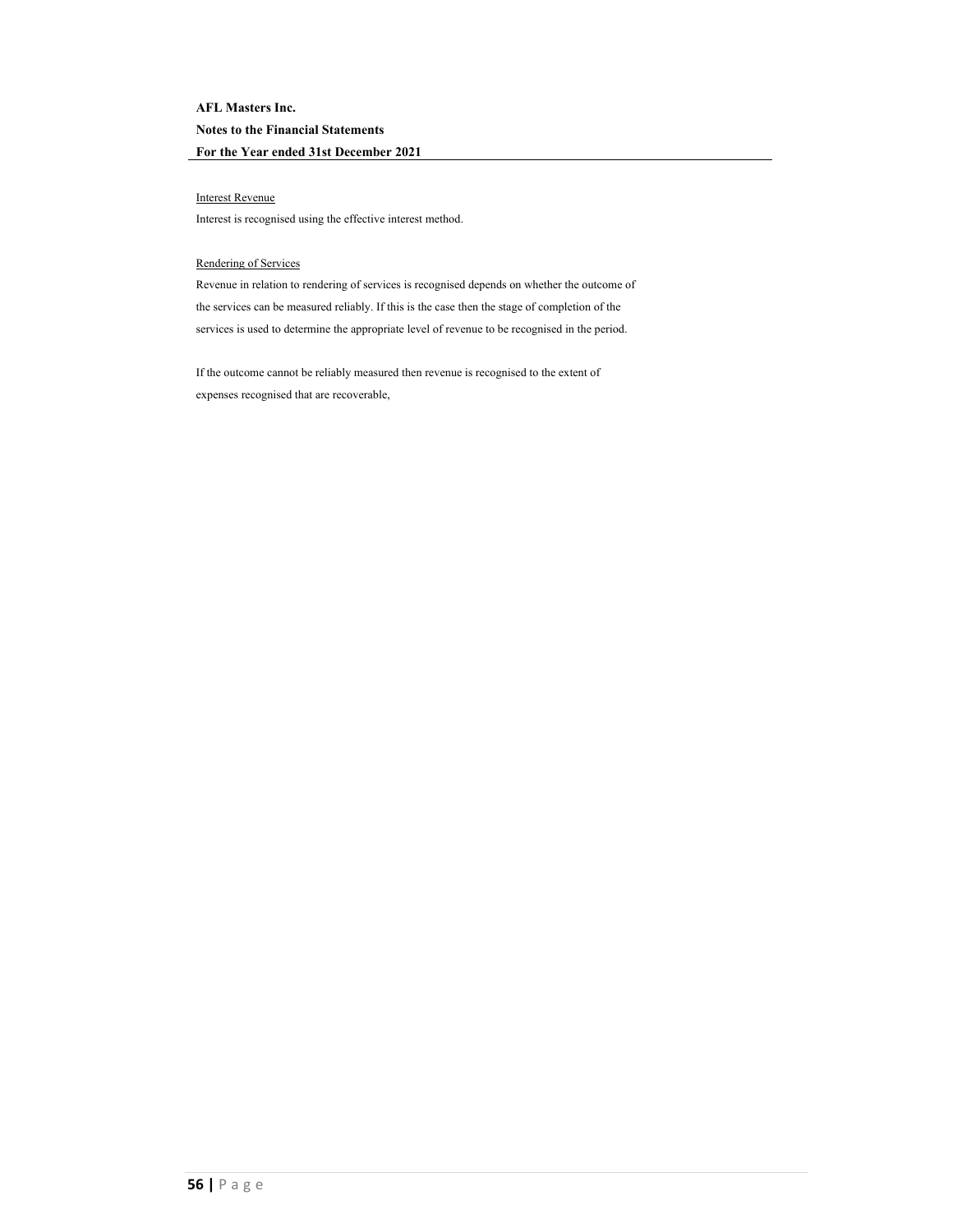**AFL Masters Inc.**

**Notes to the Financial Statements**

**For the Year ended 31st December 2021**

Interest Revenue

Interest is recognised using the effective interest method.

Rendering of Services

Revenue in relation to rendering of services is recognised depends on whether the outcome of the services can be measured reliably. If this is the case then the stage of completion of the services is used to determine the appropriate level of revenue to be recognised in the period.

If the outcome cannot be reliably measured then revenue is recognised to the extent of expenses recognised that are recoverable,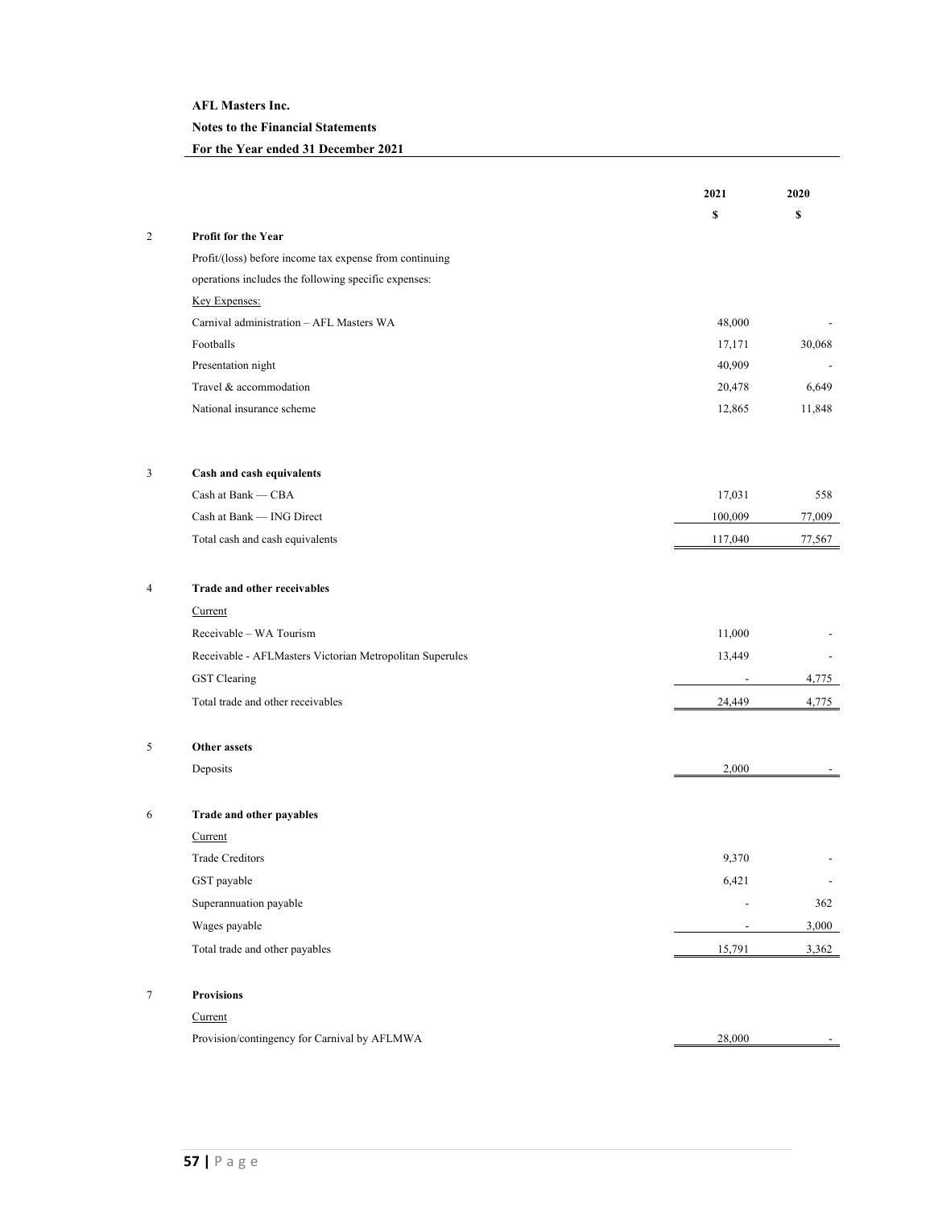**AFL Masters Inc.**

**Notes to the Financial Statements**

**For the Year ended 31 December 2021**

| | | 2021 | 2020 |
|---|---|---|---|
| | | **$** | **$** |
| 2 | **Profit for the Year** | | |
| | Profit/(loss) before income tax expense from continuing operations includes the following specific expenses: | | |
| | Key Expenses: | | |
| | Carnival administration – AFL Masters WA | 48,000 | - |
| | Footballs | 17,171 | 30,068 |
| | Presentation night | 40,909 | - |
| | Travel & accommodation | 20,478 | 6,649 |
| | National insurance scheme | 12,865 | 11,848 |
| 3 | **Cash and cash equivalents** | | |
| | Cash at Bank — CBA | 17,031 | 558 |
| | Cash at Bank — ING Direct | 100,009 | 77,009 |
| | Total cash and cash equivalents | 117,040 | 77,567 |
| 4 | **Trade and other receivables** | | |
| | Current | | |
| | Receivable – WA Tourism | 11,000 | - |
| | Receivable - AFLMasters Victorian Metropolitan Superules | 13,449 | - |
| | GST Clearing | - | 4,775 |
| | Total trade and other receivables | 24,449 | 4,775 |
| 5 | **Other assets** | | |
| | Deposits | 2,000 | - |
| 6 | **Trade and other payables** | | |
| | Current | | |
| | Trade Creditors | 9,370 | - |
| | GST payable | 6,421 | - |
| | Superannuation payable | - | 362 |
| | Wages payable | - | 3,000 |
| | Total trade and other payables | 15,791 | 3,362 |
| 7 | **Provisions** | | |
| | Current | | |
| | Provision/contingency for Carnival by AFLMWA | 28,000 | - |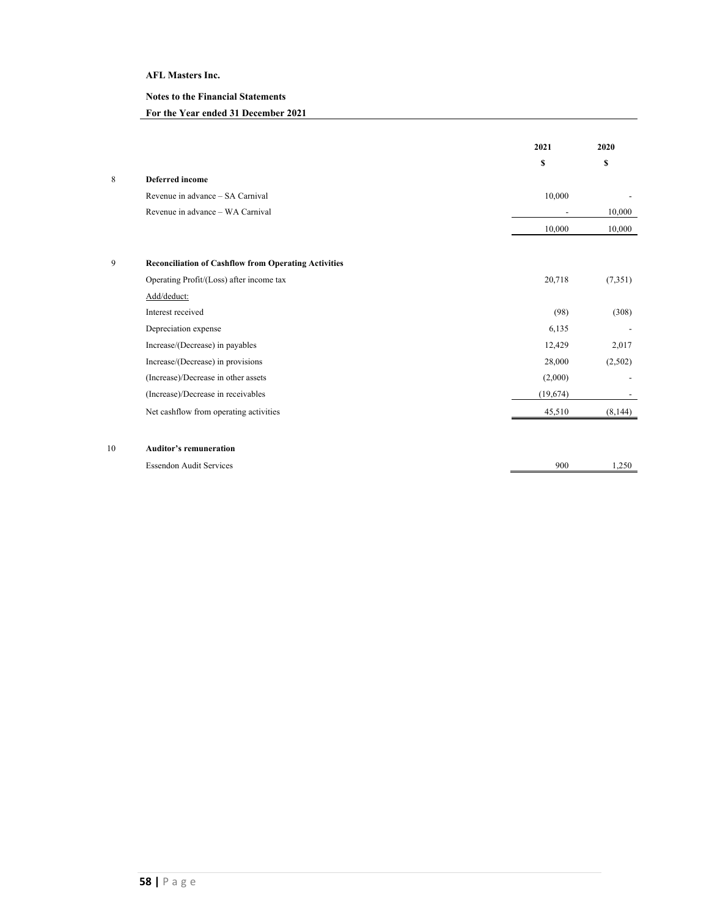**AFL Masters Inc.**

**Notes to the Financial Statements**

**For the Year ended 31 December 2021**

| | | 2021 | 2020 |
|---|---|---|---|
| | | $ | $ |
| 8 | **Deferred income** | | |
| | Revenue in advance – SA Carnival | 10,000 | - |
| | Revenue in advance – WA Carnival | - | 10,000 |
| | | 10,000 | 10,000 |
| 9 | **Reconciliation of Cashflow from Operating Activities** | | |
| | Operating Profit/(Loss) after income tax | 20,718 | (7,351) |
| | Add/deduct: | | |
| | Interest received | (98) | (308) |
| | Depreciation expense | 6,135 | - |
| | Increase/(Decrease) in payables | 12,429 | 2,017 |
| | Increase/(Decrease) in provisions | 28,000 | (2,502) |
| | (Increase)/Decrease in other assets | (2,000) | - |
| | (Increase)/Decrease in receivables | (19,674) | - |
| | Net cashflow from operating activities | 45,510 | (8,144) |
| 10 | **Auditor's remuneration** | | |
| | Essendon Audit Services | 900 | 1,250 |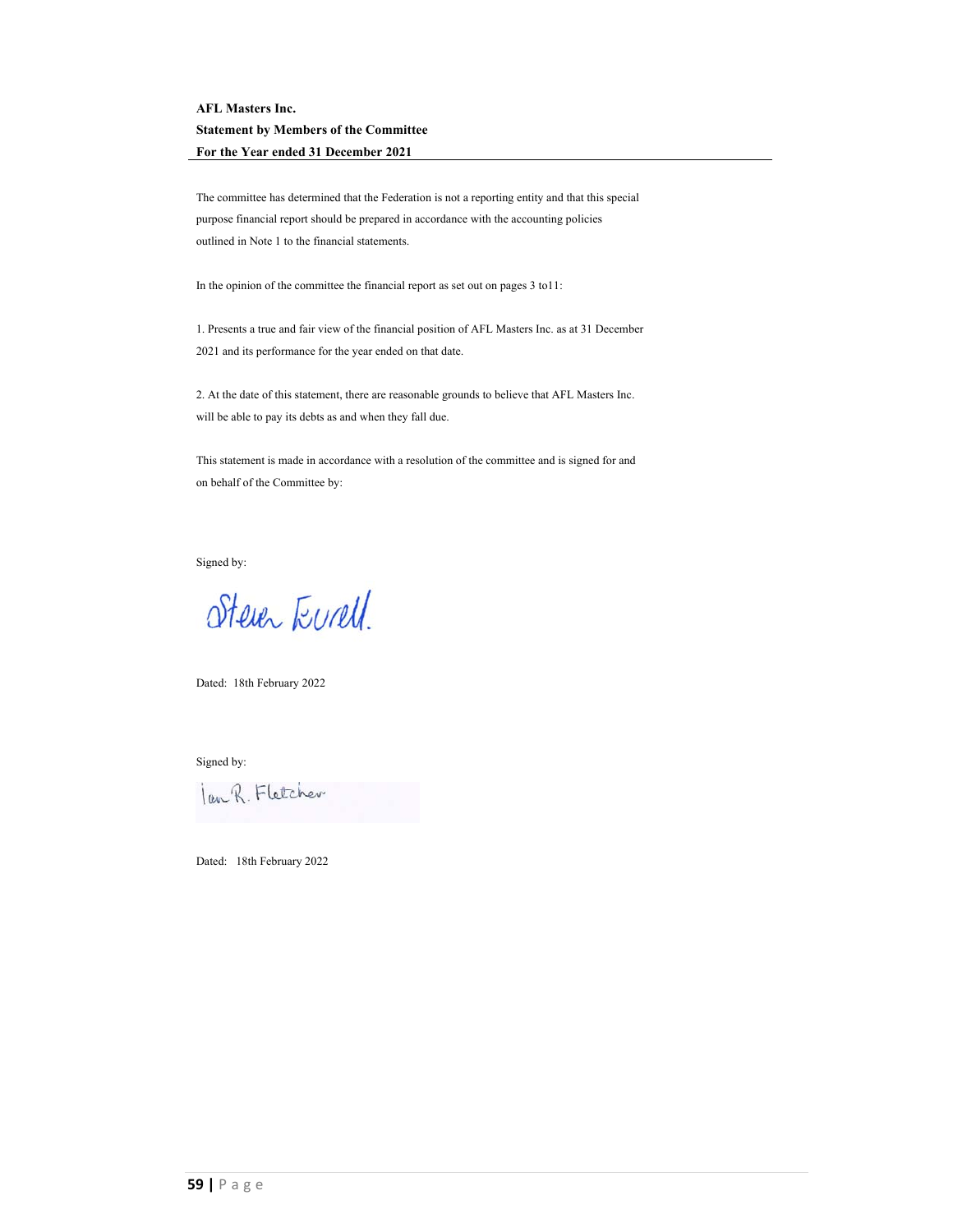**AFL Masters Inc.**

**Statement by Members of the Committee**

**For the Year ended 31 December 2021**

The committee has determined that the Federation is not a reporting entity and that this special purpose financial report should be prepared in accordance with the accounting policies outlined in Note 1 to the financial statements.

In the opinion of the committee the financial report as set out on pages 3 to11:

1. Presents a true and fair view of the financial position of AFL Masters Inc. as at 31 December 2021 and its performance for the year ended on that date.

2. At the date of this statement, there are reasonable grounds to believe that AFL Masters Inc. will be able to pay its debts as and when they fall due.

This statement is made in accordance with a resolution of the committee and is signed for and on behalf of the Committee by:

Signed by:

Steven Ewell.

Dated: 18th February 2022

Signed by:

Ian R. Fletcher

Dated: 18th February 2022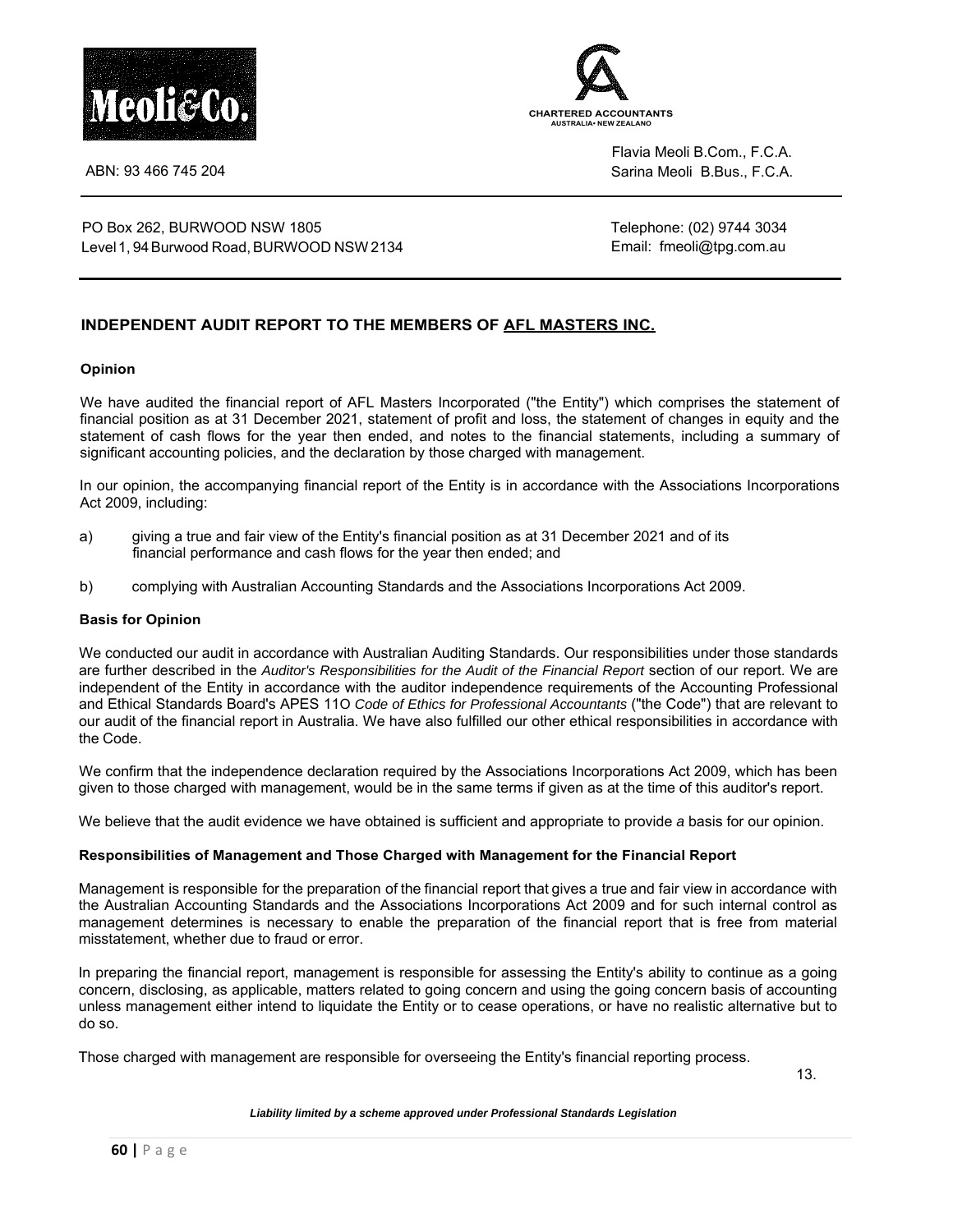Meoli&Co.

CHARTERED ACCOUNTANTS
AUSTRALIA• NEW ZEALAND

ABN: 93 466 745 204

Flavia Meoli B.Com., F.C.A.
Sarina Meoli B.Bus., F.C.A.

PO Box 262, BURWOOD NSW 1805
Level 1, 94 Burwood Road, BURWOOD NSW 2134

Telephone: (02) 9744 3034
Email: fmeoli@tpg.com.au

## INDEPENDENT AUDIT REPORT TO THE MEMBERS OF AFL MASTERS INC.

### Opinion

We have audited the financial report of AFL Masters Incorporated ("the Entity") which comprises the statement of financial position as at 31 December 2021, statement of profit and loss, the statement of changes in equity and the statement of cash flows for the year then ended, and notes to the financial statements, including a summary of significant accounting policies, and the declaration by those charged with management.

In our opinion, the accompanying financial report of the Entity is in accordance with the Associations Incorporations Act 2009, including:

a) giving a true and fair view of the Entity's financial position as at 31 December 2021 and of its financial performance and cash flows for the year then ended; and

b) complying with Australian Accounting Standards and the Associations Incorporations Act 2009.

### Basis for Opinion

We conducted our audit in accordance with Australian Auditing Standards. Our responsibilities under those standards are further described in the *Auditor's Responsibilities for the Audit of the Financial Report* section of our report. We are independent of the Entity in accordance with the auditor independence requirements of the Accounting Professional and Ethical Standards Board's APES 11O *Code of Ethics for Professional Accountants* ("the Code") that are relevant to our audit of the financial report in Australia. We have also fulfilled our other ethical responsibilities in accordance with the Code.

We confirm that the independence declaration required by the Associations Incorporations Act 2009, which has been given to those charged with management, would be in the same terms if given as at the time of this auditor's report.

We believe that the audit evidence we have obtained is sufficient and appropriate to provide *a* basis for our opinion.

### Responsibilities of Management and Those Charged with Management for the Financial Report

Management is responsible for the preparation of the financial report that gives a true and fair view in accordance with the Australian Accounting Standards and the Associations Incorporations Act 2009 and for such internal control as management determines is necessary to enable the preparation of the financial report that is free from material misstatement, whether due to fraud or error.

In preparing the financial report, management is responsible for assessing the Entity's ability to continue as a going concern, disclosing, as applicable, matters related to going concern and using the going concern basis of accounting unless management either intend to liquidate the Entity or to cease operations, or have no realistic alternative but to do so.

Those charged with management are responsible for overseeing the Entity's financial reporting process.

*Liability limited by a scheme approved under Professional Standards Legislation*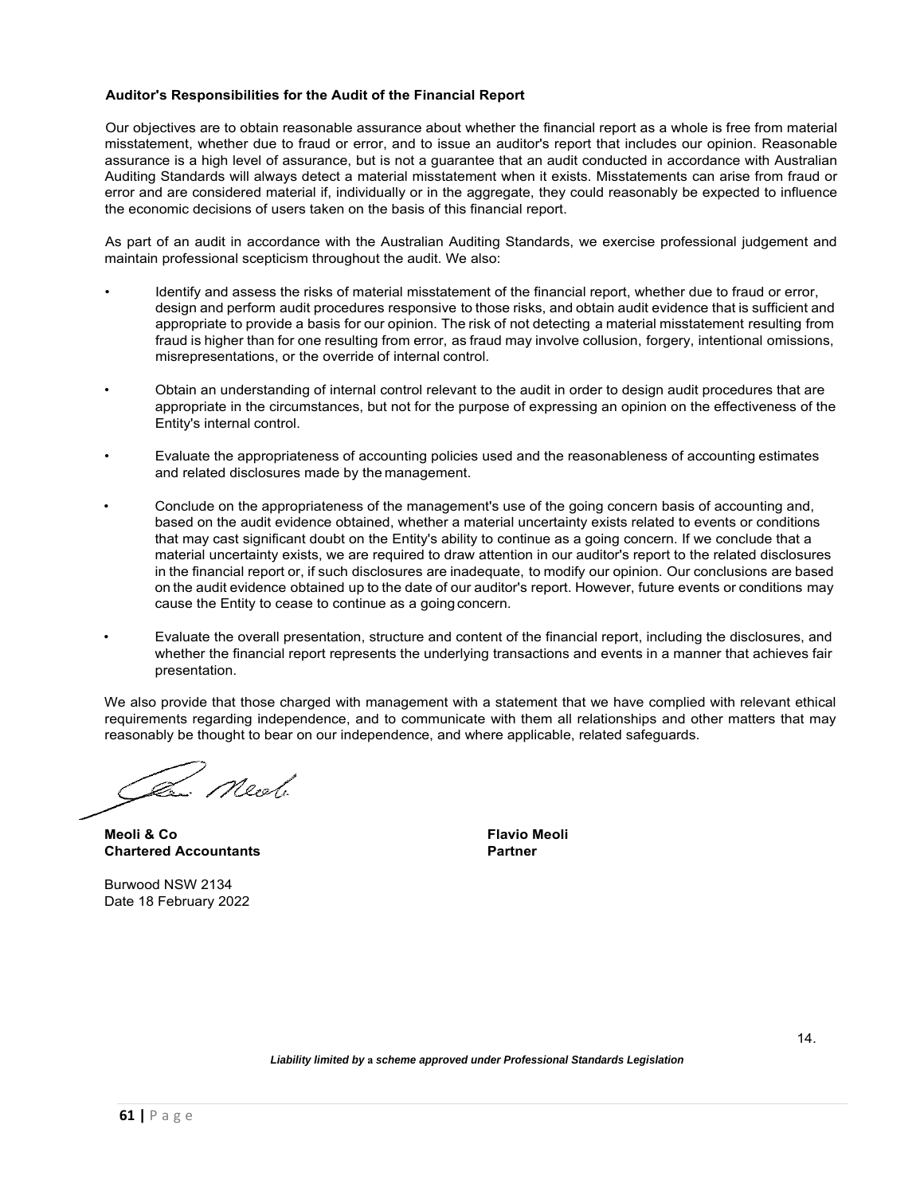**Auditor's Responsibilities for the Audit of the Financial Report**

Our objectives are to obtain reasonable assurance about whether the financial report as a whole is free from material misstatement, whether due to fraud or error, and to issue an auditor's report that includes our opinion. Reasonable assurance is a high level of assurance, but is not a guarantee that an audit conducted in accordance with Australian Auditing Standards will always detect a material misstatement when it exists. Misstatements can arise from fraud or error and are considered material if, individually or in the aggregate, they could reasonably be expected to influence the economic decisions of users taken on the basis of this financial report.

As part of an audit in accordance with the Australian Auditing Standards, we exercise professional judgement and maintain professional scepticism throughout the audit. We also:

- Identify and assess the risks of material misstatement of the financial report, whether due to fraud or error, design and perform audit procedures responsive to those risks, and obtain audit evidence that is sufficient and appropriate to provide a basis for our opinion. The risk of not detecting a material misstatement resulting from fraud is higher than for one resulting from error, as fraud may involve collusion, forgery, intentional omissions, misrepresentations, or the override of internal control.
- Obtain an understanding of internal control relevant to the audit in order to design audit procedures that are appropriate in the circumstances, but not for the purpose of expressing an opinion on the effectiveness of the Entity's internal control.
- Evaluate the appropriateness of accounting policies used and the reasonableness of accounting estimates and related disclosures made by the management.
- Conclude on the appropriateness of the management's use of the going concern basis of accounting and, based on the audit evidence obtained, whether a material uncertainty exists related to events or conditions that may cast significant doubt on the Entity's ability to continue as a going concern. If we conclude that a material uncertainty exists, we are required to draw attention in our auditor's report to the related disclosures in the financial report or, if such disclosures are inadequate, to modify our opinion. Our conclusions are based on the audit evidence obtained up to the date of our auditor's report. However, future events or conditions may cause the Entity to cease to continue as a going concern.
- Evaluate the overall presentation, structure and content of the financial report, including the disclosures, and whether the financial report represents the underlying transactions and events in a manner that achieves fair presentation.

We also provide that those charged with management with a statement that we have complied with relevant ethical requirements regarding independence, and to communicate with them all relationships and other matters that may reasonably be thought to bear on our independence, and where applicable, related safeguards.

**Meoli & Co**
**Chartered Accountants**

**Flavio Meoli**
**Partner**

Burwood NSW 2134
Date 18 February 2022

***Liability limited by a scheme approved under Professional Standards Legislation***